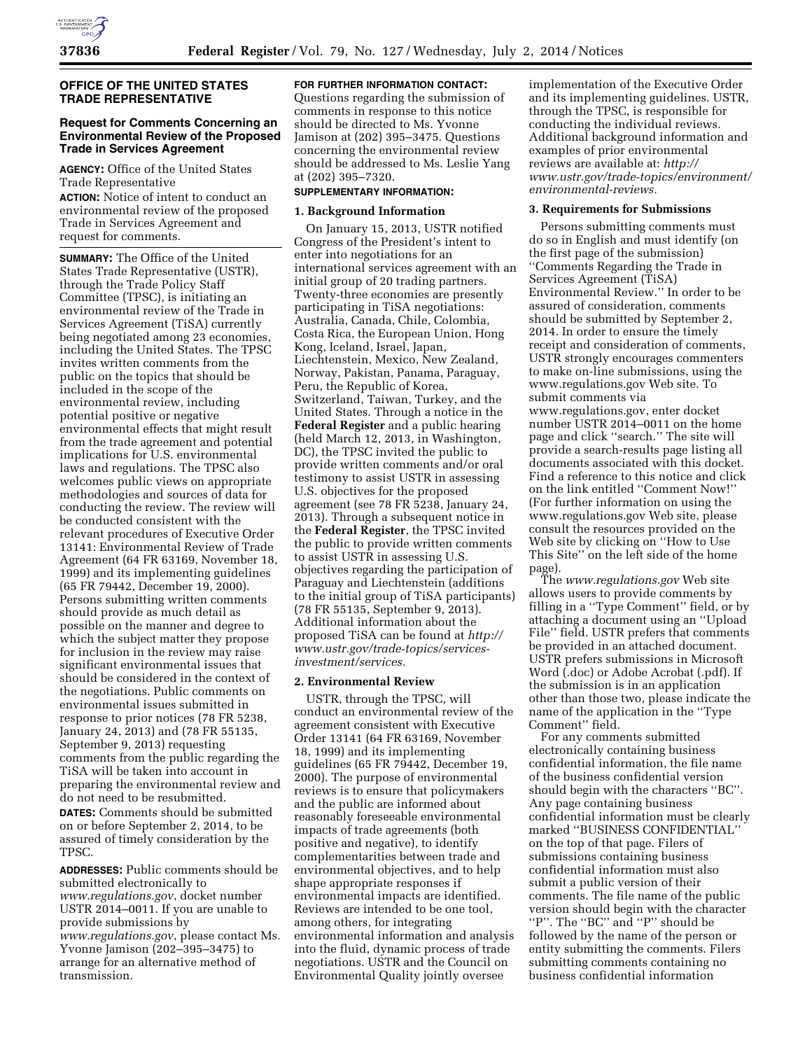## OFFICE OF THE UNITED STATES TRADE REPRESENTATIVE

### Request for Comments Concerning an Environmental Review of the Proposed Trade in Services Agreement

**AGENCY:** Office of the United States Trade Representative

**ACTION:** Notice of intent to conduct an environmental review of the proposed Trade in Services Agreement and request for comments.

**SUMMARY:** The Office of the United States Trade Representative (USTR), through the Trade Policy Staff Committee (TPSC), is initiating an environmental review of the Trade in Services Agreement (TiSA) currently being negotiated among 23 economies, including the United States. The TPSC invites written comments from the public on the topics that should be included in the scope of the environmental review, including potential positive or negative environmental effects that might result from the trade agreement and potential implications for U.S. environmental laws and regulations. The TPSC also welcomes public views on appropriate methodologies and sources of data for conducting the review. The review will be conducted consistent with the relevant procedures of Executive Order 13141: Environmental Review of Trade Agreement (64 FR 63169, November 18, 1999) and its implementing guidelines (65 FR 79442, December 19, 2000). Persons submitting written comments should provide as much detail as possible on the manner and degree to which the subject matter they propose for inclusion in the review may raise significant environmental issues that should be considered in the context of the negotiations. Public comments on environmental issues submitted in response to prior notices (78 FR 5238, January 24, 2013) and (78 FR 55135, September 9, 2013) requesting comments from the public regarding the TiSA will be taken into account in preparing the environmental review and do not need to be resubmitted.

**DATES:** Comments should be submitted on or before September 2, 2014, to be assured of timely consideration by the TPSC.

**ADDRESSES:** Public comments should be submitted electronically to *www.regulations.gov*, docket number USTR 2014–0011. If you are unable to provide submissions by *www.regulations.gov*, please contact Ms. Yvonne Jamison (202–395–3475) to arrange for an alternative method of transmission.

**FOR FURTHER INFORMATION CONTACT:** Questions regarding the submission of comments in response to this notice should be directed to Ms. Yvonne Jamison at (202) 395–3475. Questions concerning the environmental review should be addressed to Ms. Leslie Yang at (202) 395–7320.

**SUPPLEMENTARY INFORMATION:**

**1. Background Information**

On January 15, 2013, USTR notified Congress of the President's intent to enter into negotiations for an international services agreement with an initial group of 20 trading partners. Twenty-three economies are presently participating in TiSA negotiations: Australia, Canada, Chile, Colombia, Costa Rica, the European Union, Hong Kong, Iceland, Israel, Japan, Liechtenstein, Mexico, New Zealand, Norway, Pakistan, Panama, Paraguay, Peru, the Republic of Korea, Switzerland, Taiwan, Turkey, and the United States. Through a notice in the **Federal Register** and a public hearing (held March 12, 2013, in Washington, DC), the TPSC invited the public to provide written comments and/or oral testimony to assist USTR in assessing U.S. objectives for the proposed agreement (see 78 FR 5238, January 24, 2013). Through a subsequent notice in the **Federal Register**, the TPSC invited the public to provide written comments to assist USTR in assessing U.S. objectives regarding the participation of Paraguay and Liechtenstein (additions to the initial group of TiSA participants) (78 FR 55135, September 9, 2013). Additional information about the proposed TiSA can be found at *http://www.ustr.gov/trade-topics/services-investment/services.*

**2. Environmental Review**

USTR, through the TPSC, will conduct an environmental review of the agreement consistent with Executive Order 13141 (64 FR 63169, November 18, 1999) and its implementing guidelines (65 FR 79442, December 19, 2000). The purpose of environmental reviews is to ensure that policymakers and the public are informed about reasonably foreseeable environmental impacts of trade agreements (both positive and negative), to identify complementarities between trade and environmental objectives, and to help shape appropriate responses if environmental impacts are identified. Reviews are intended to be one tool, among others, for integrating environmental information and analysis into the fluid, dynamic process of trade negotiations. USTR and the Council on Environmental Quality jointly oversee implementation of the Executive Order and its implementing guidelines. USTR, through the TPSC, is responsible for conducting the individual reviews. Additional background information and examples of prior environmental reviews are available at: *http://www.ustr.gov/trade-topics/environment/environmental-reviews.*

**3. Requirements for Submissions**

Persons submitting comments must do so in English and must identify (on the first page of the submission) ''Comments Regarding the Trade in Services Agreement (TiSA) Environmental Review.'' In order to be assured of consideration, comments should be submitted by September 2, 2014. In order to ensure the timely receipt and consideration of comments, USTR strongly encourages commenters to make on-line submissions, using the www.regulations.gov Web site. To submit comments via www.regulations.gov, enter docket number USTR 2014–0011 on the home page and click ''search.'' The site will provide a search-results page listing all documents associated with this docket. Find a reference to this notice and click on the link entitled ''Comment Now!'' (For further information on using the www.regulations.gov Web site, please consult the resources provided on the Web site by clicking on ''How to Use This Site'' on the left side of the home page).

The *www.regulations.gov* Web site allows users to provide comments by filling in a ''Type Comment'' field, or by attaching a document using an ''Upload File'' field. USTR prefers that comments be provided in an attached document. USTR prefers submissions in Microsoft Word (.doc) or Adobe Acrobat (.pdf). If the submission is in an application other than those two, please indicate the name of the application in the ''Type Comment'' field.

For any comments submitted electronically containing business confidential information, the file name of the business confidential version should begin with the characters ''BC''. Any page containing business confidential information must be clearly marked ''BUSINESS CONFIDENTIAL'' on the top of that page. Filers of submissions containing business confidential information must also submit a public version of their comments. The file name of the public version should begin with the character ''P''. The ''BC'' and ''P'' should be followed by the name of the person or entity submitting the comments. Filers submitting comments containing no business confidential information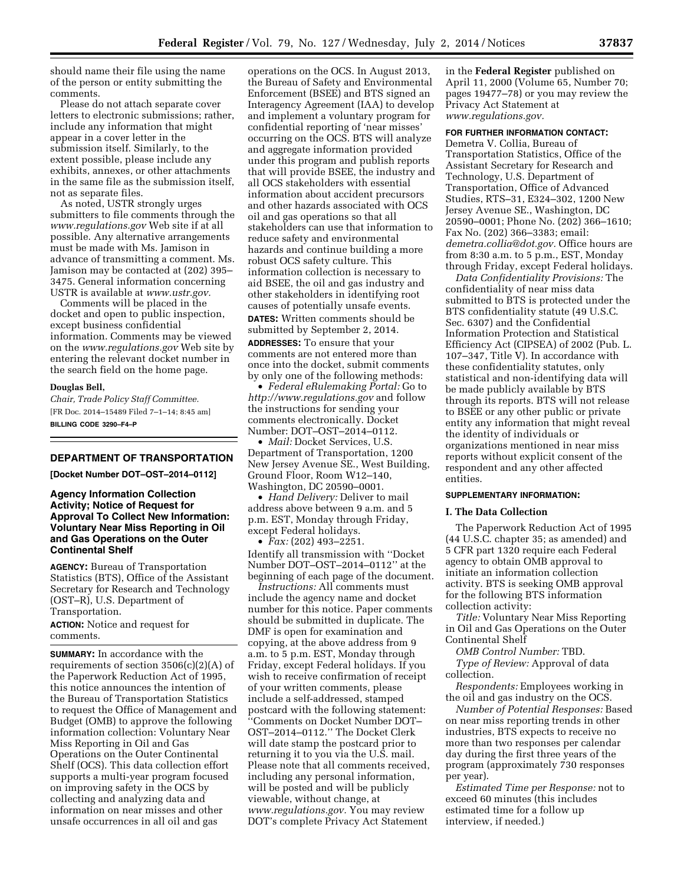should name their file using the name of the person or entity submitting the comments.

Please do not attach separate cover letters to electronic submissions; rather, include any information that might appear in a cover letter in the submission itself. Similarly, to the extent possible, please include any exhibits, annexes, or other attachments in the same file as the submission itself, not as separate files.

As noted, USTR strongly urges submitters to file comments through the *www.regulations.gov* Web site if at all possible. Any alternative arrangements must be made with Ms. Jamison in advance of transmitting a comment. Ms. Jamison may be contacted at (202) 395–3475. General information concerning USTR is available at *www.ustr.gov.*

Comments will be placed in the docket and open to public inspection, except business confidential information. Comments may be viewed on the *www.regulations.gov* Web site by entering the relevant docket number in the search field on the home page.

**Douglas Bell,**

*Chair, Trade Policy Staff Committee.*

[FR Doc. 2014–15489 Filed 7–1–14; 8:45 am]

**BILLING CODE 3290–F4–P**

## DEPARTMENT OF TRANSPORTATION

**[Docket Number DOT–OST–2014–0112]**

### Agency Information Collection Activity; Notice of Request for Approval To Collect New Information: Voluntary Near Miss Reporting in Oil and Gas Operations on the Outer Continental Shelf

**AGENCY:** Bureau of Transportation Statistics (BTS), Office of the Assistant Secretary for Research and Technology (OST–R), U.S. Department of Transportation.

**ACTION:** Notice and request for comments.

**SUMMARY:** In accordance with the requirements of section 3506(c)(2)(A) of the Paperwork Reduction Act of 1995, this notice announces the intention of the Bureau of Transportation Statistics to request the Office of Management and Budget (OMB) to approve the following information collection: Voluntary Near Miss Reporting in Oil and Gas Operations on the Outer Continental Shelf (OCS). This data collection effort supports a multi-year program focused on improving safety in the OCS by collecting and analyzing data and information on near misses and other unsafe occurrences in all oil and gas operations on the OCS. In August 2013, the Bureau of Safety and Environmental Enforcement (BSEE) and BTS signed an Interagency Agreement (IAA) to develop and implement a voluntary program for confidential reporting of 'near misses' occurring on the OCS. BTS will analyze and aggregate information provided under this program and publish reports that will provide BSEE, the industry and all OCS stakeholders with essential information about accident precursors and other hazards associated with OCS oil and gas operations so that all stakeholders can use that information to reduce safety and environmental hazards and continue building a more robust OCS safety culture. This information collection is necessary to aid BSEE, the oil and gas industry and other stakeholders in identifying root causes of potentially unsafe events.

**DATES:** Written comments should be submitted by September 2, 2014.

**ADDRESSES:** To ensure that your comments are not entered more than once into the docket, submit comments by only one of the following methods:

- *Federal eRulemaking Portal:* Go to *http://www.regulations.gov* and follow the instructions for sending your comments electronically. Docket Number: DOT–OST–2014–0112.
- *Mail:* Docket Services, U.S. Department of Transportation, 1200 New Jersey Avenue SE., West Building, Ground Floor, Room W12–140, Washington, DC 20590–0001.
- *Hand Delivery:* Deliver to mail address above between 9 a.m. and 5 p.m. EST, Monday through Friday, except Federal holidays.
- *Fax:* (202) 493–2251.

Identify all transmission with ''Docket Number DOT–OST–2014–0112'' at the beginning of each page of the document.

*Instructions:* All comments must include the agency name and docket number for this notice. Paper comments should be submitted in duplicate. The DMF is open for examination and copying, at the above address from 9 a.m. to 5 p.m. EST, Monday through Friday, except Federal holidays. If you wish to receive confirmation of receipt of your written comments, please include a self-addressed, stamped postcard with the following statement: ''Comments on Docket Number DOT–OST–2014–0112.'' The Docket Clerk will date stamp the postcard prior to returning it to you via the U.S. mail. Please note that all comments received, including any personal information, will be posted and will be publicly viewable, without change, at *www.regulations.gov.* You may review DOT's complete Privacy Act Statement in the **Federal Register** published on April 11, 2000 (Volume 65, Number 70; pages 19477–78) or you may review the Privacy Act Statement at *www.regulations.gov.*

**FOR FURTHER INFORMATION CONTACT:** Demetra V. Collia, Bureau of Transportation Statistics, Office of the Assistant Secretary for Research and Technology, U.S. Department of Transportation, Office of Advanced Studies, RTS–31, E324–302, 1200 New Jersey Avenue SE., Washington, DC 20590–0001; Phone No. (202) 366–1610; Fax No. (202) 366–3383; email: *demetra.collia@dot.gov.* Office hours are from 8:30 a.m. to 5 p.m., EST, Monday through Friday, except Federal holidays.

*Data Confidentiality Provisions:* The confidentiality of near miss data submitted to BTS is protected under the BTS confidentiality statute (49 U.S.C. Sec. 6307) and the Confidential Information Protection and Statistical Efficiency Act (CIPSEA) of 2002 (Pub. L. 107–347, Title V). In accordance with these confidentiality statutes, only statistical and non-identifying data will be made publicly available by BTS through its reports. BTS will not release to BSEE or any other public or private entity any information that might reveal the identity of individuals or organizations mentioned in near miss reports without explicit consent of the respondent and any other affected entities.

**SUPPLEMENTARY INFORMATION:**

#### I. The Data Collection

The Paperwork Reduction Act of 1995 (44 U.S.C. chapter 35; as amended) and 5 CFR part 1320 require each Federal agency to obtain OMB approval to initiate an information collection activity. BTS is seeking OMB approval for the following BTS information collection activity:

*Title:* Voluntary Near Miss Reporting in Oil and Gas Operations on the Outer Continental Shelf

*OMB Control Number:* TBD.

*Type of Review:* Approval of data collection.

*Respondents:* Employees working in the oil and gas industry on the OCS.

*Number of Potential Responses:* Based on near miss reporting trends in other industries, BTS expects to receive no more than two responses per calendar day during the first three years of the program (approximately 730 responses per year).

*Estimated Time per Response:* not to exceed 60 minutes (this includes estimated time for a follow up interview, if needed.)